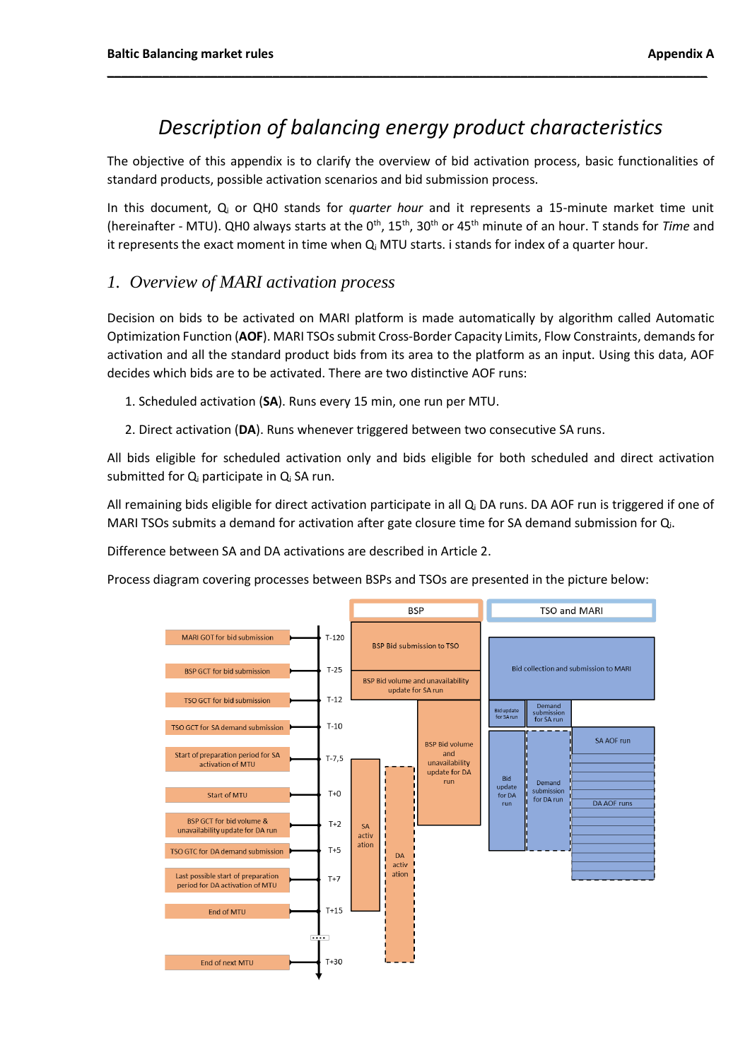# Description of balancing energy product characteristics

The objective of this appendix is to clarify the overview of bid activation process, basic functionalities of standard products, possible activation scenarios and bid submission process.

In this document, $Q_i$ or QH0 stands for *quarter hour* and it represents a 15-minute market time unit (hereinafter - MTU). QH0 always starts at the 0th, 15th, 30th or 45th minute of an hour. T stands for *Time* and it represents the exact moment in time when $Q_i$ MTU starts. i stands for index of a quarter hour.

## 1. Overview of MARI activation process

Decision on bids to be activated on MARI platform is made automatically by algorithm called Automatic Optimization Function (**AOF**). MARI TSOs submit Cross-Border Capacity Limits, Flow Constraints, demands for activation and all the standard product bids from its area to the platform as an input. Using this data, AOF decides which bids are to be activated. There are two distinctive AOF runs:

1. Scheduled activation (**SA**). Runs every 15 min, one run per MTU.
2. Direct activation (**DA**). Runs whenever triggered between two consecutive SA runs.

All bids eligible for scheduled activation only and bids eligible for both scheduled and direct activation submitted for $Q_i$ participate in $Q_i$ SA run.

All remaining bids eligible for direct activation participate in all $Q_i$ DA runs. DA AOF run is triggered if one of MARI TSOs submits a demand for activation after gate closure time for SA demand submission for $Q_i$.

Difference between SA and DA activations are described in Article 2.

Process diagram covering processes between BSPs and TSOs are presented in the picture below:

| Timeline event | Time | BSP | TSO and MARI |
|---|---|---|---|
| MARI GOT for bid submission | T-120 | BSP Bid submission to TSO | Bid collection and submission to MARI |
| BSP GCT for bid submission | T-25 | BSP Bid volume and unavailability update for SA run | |
| TSO GCT for bid submission | T-12 | BSP Bid volume and unavailability update for DA run | Bid update for SA run; Demand submission for SA run |
| TSO GCT for SA demand submission | T-10 | | SA AOF run |
| Start of preparation period for SA activation of MTU | T-7,5 | SA activation | Bid update for DA run; Demand submission for DA run; DA AOF runs |
| Start of MTU | T+0 | DA activation | |
| BSP GCT for bid volume & unavailability update for DA run | T+2 | | |
| TSO GTC for DA demand submission | T+5 | | |
| Last possible start of preparation period for DA activation of MTU | T+7 | | |
| End of MTU | T+15 | | |
| End of next MTU | T+30 | | |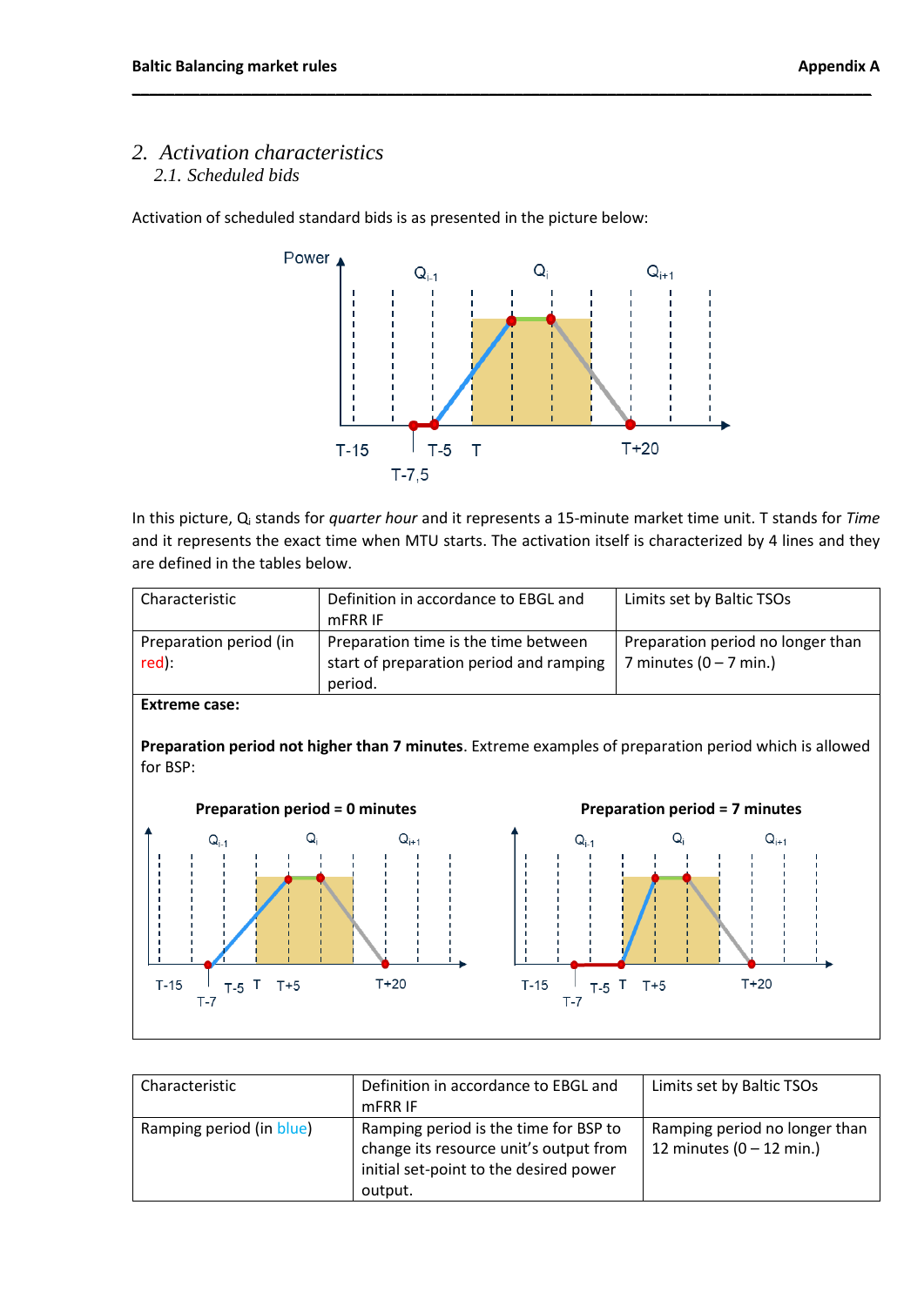## 2. Activation characteristics

### 2.1. Scheduled bids

Activation of scheduled standard bids is as presented in the picture below:

In this picture, $Q_i$ stands for *quarter hour* and it represents a 15-minute market time unit. T stands for *Time* and it represents the exact time when MTU starts. The activation itself is characterized by 4 lines and they are defined in the tables below.

| Characteristic | Definition in accordance to EBGL and mFRR IF | Limits set by Baltic TSOs |
|---|---|---|
| Preparation period (in red): | Preparation time is the time between start of preparation period and ramping period. | Preparation period no longer than 7 minutes (0 – 7 min.) |
| **Extreme case:**<br><br>**Preparation period not higher than 7 minutes**. Extreme examples of preparation period which is allowed for BSP:<br><br>**Preparation period = 0 minutes** / **Preparation period = 7 minutes** | | |

| Characteristic | Definition in accordance to EBGL and mFRR IF | Limits set by Baltic TSOs |
|---|---|---|
| Ramping period (in blue) | Ramping period is the time for BSP to change its resource unit's output from initial set-point to the desired power output. | Ramping period no longer than 12 minutes (0 – 12 min.) |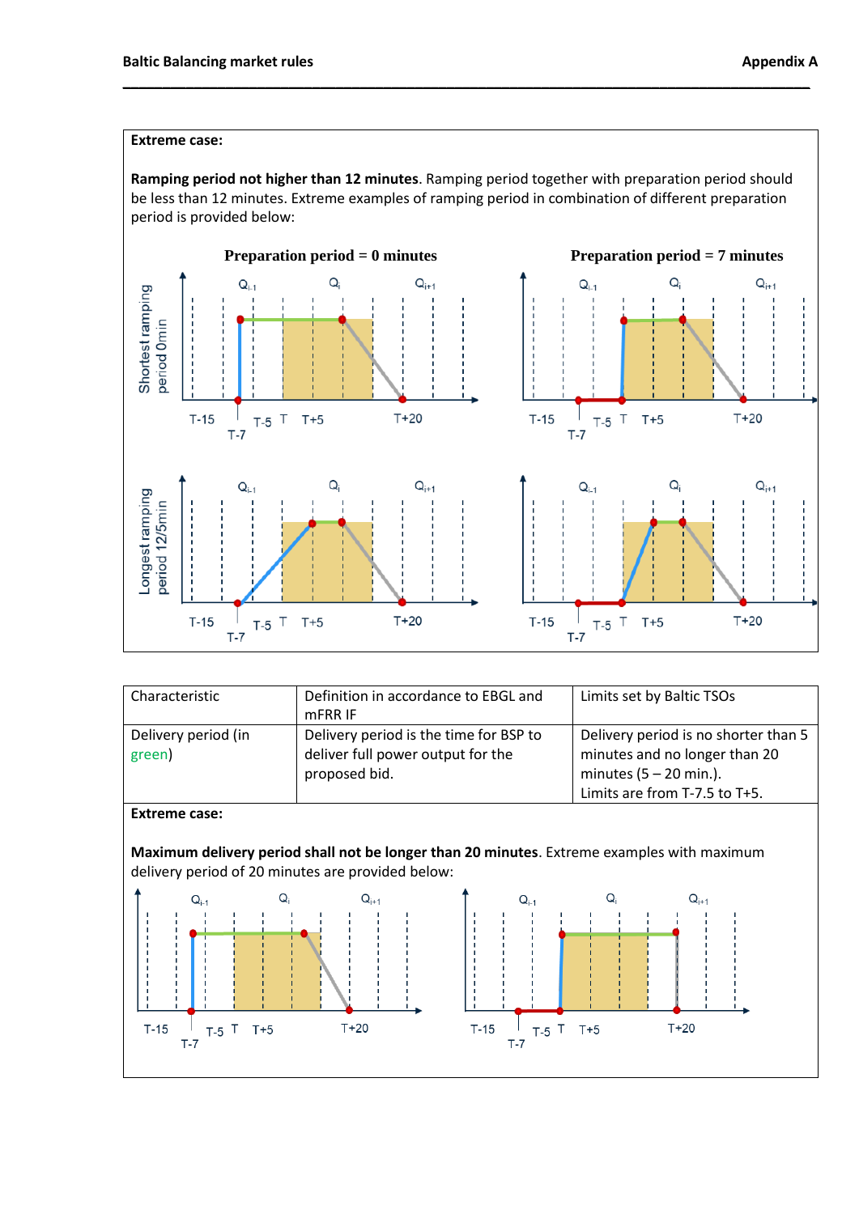**Extreme case:**

**Ramping period not higher than 12 minutes**. Ramping period together with preparation period should be less than 12 minutes. Extreme examples of ramping period in combination of different preparation period is provided below:

| Characteristic | Definition in accordance to EBGL and mFRR IF | Limits set by Baltic TSOs |
|---|---|---|
| Delivery period (in green) | Delivery period is the time for BSP to deliver full power output for the proposed bid. | Delivery period is no shorter than 5 minutes and no longer than 20 minutes (5 – 20 min.).<br>Limits are from T-7.5 to T+5. |

**Extreme case:**

**Maximum delivery period shall not be longer than 20 minutes**. Extreme examples with maximum delivery period of 20 minutes are provided below: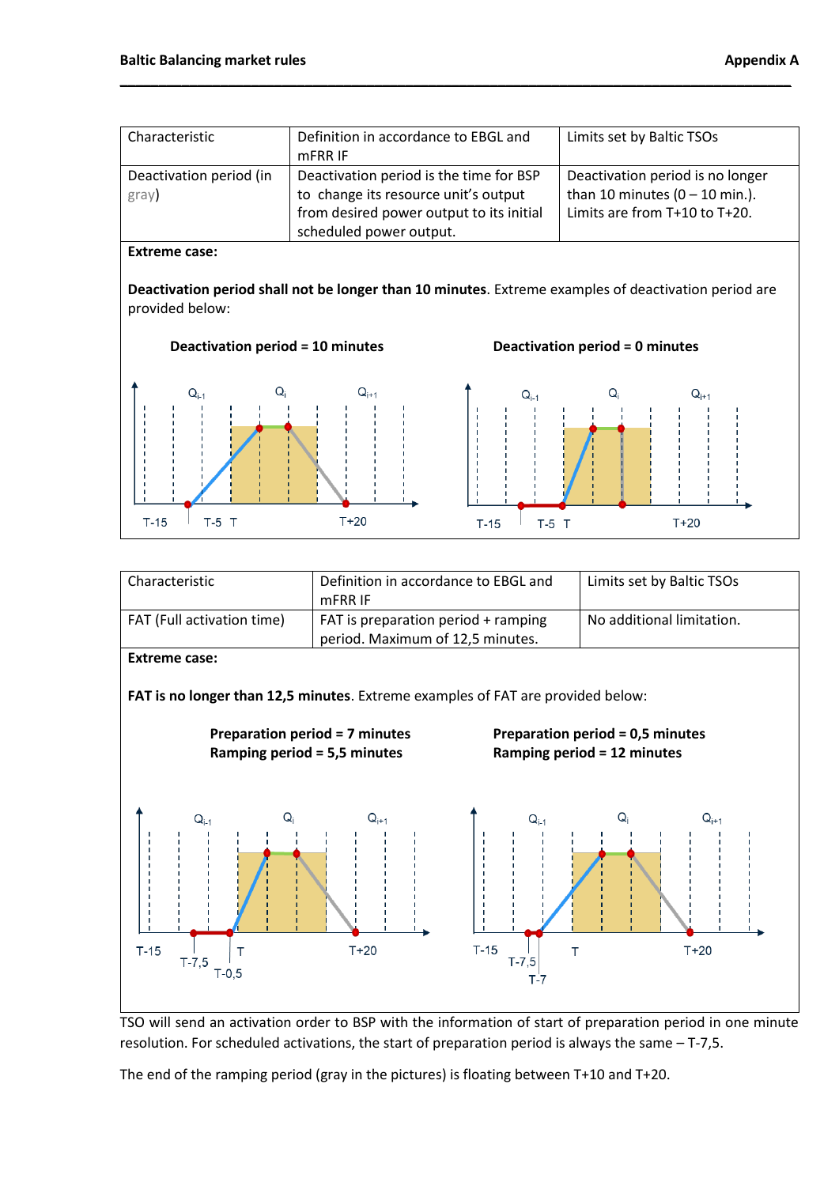| Characteristic | Definition in accordance to EBGL and mFRR IF | Limits set by Baltic TSOs |
|---|---|---|
| Deactivation period (in gray) | Deactivation period is the time for BSP to change its resource unit's output from desired power output to its initial scheduled power output. | Deactivation period is no longer than 10 minutes (0 – 10 min.). Limits are from T+10 to T+20. |

**Extreme case:**

**Deactivation period shall not be longer than 10 minutes**. Extreme examples of deactivation period are provided below:

**Deactivation period = 10 minutes**

**Deactivation period = 0 minutes**

| Characteristic | Definition in accordance to EBGL and mFRR IF | Limits set by Baltic TSOs |
|---|---|---|
| FAT (Full activation time) | FAT is preparation period + ramping period. Maximum of 12,5 minutes. | No additional limitation. |

**Extreme case:**

**FAT is no longer than 12,5 minutes**. Extreme examples of FAT are provided below:

**Preparation period = 7 minutes**
**Ramping period = 5,5 minutes**

**Preparation period = 0,5 minutes**
**Ramping period = 12 minutes**

TSO will send an activation order to BSP with the information of start of preparation period in one minute resolution. For scheduled activations, the start of preparation period is always the same – T-7,5.

The end of the ramping period (gray in the pictures) is floating between T+10 and T+20.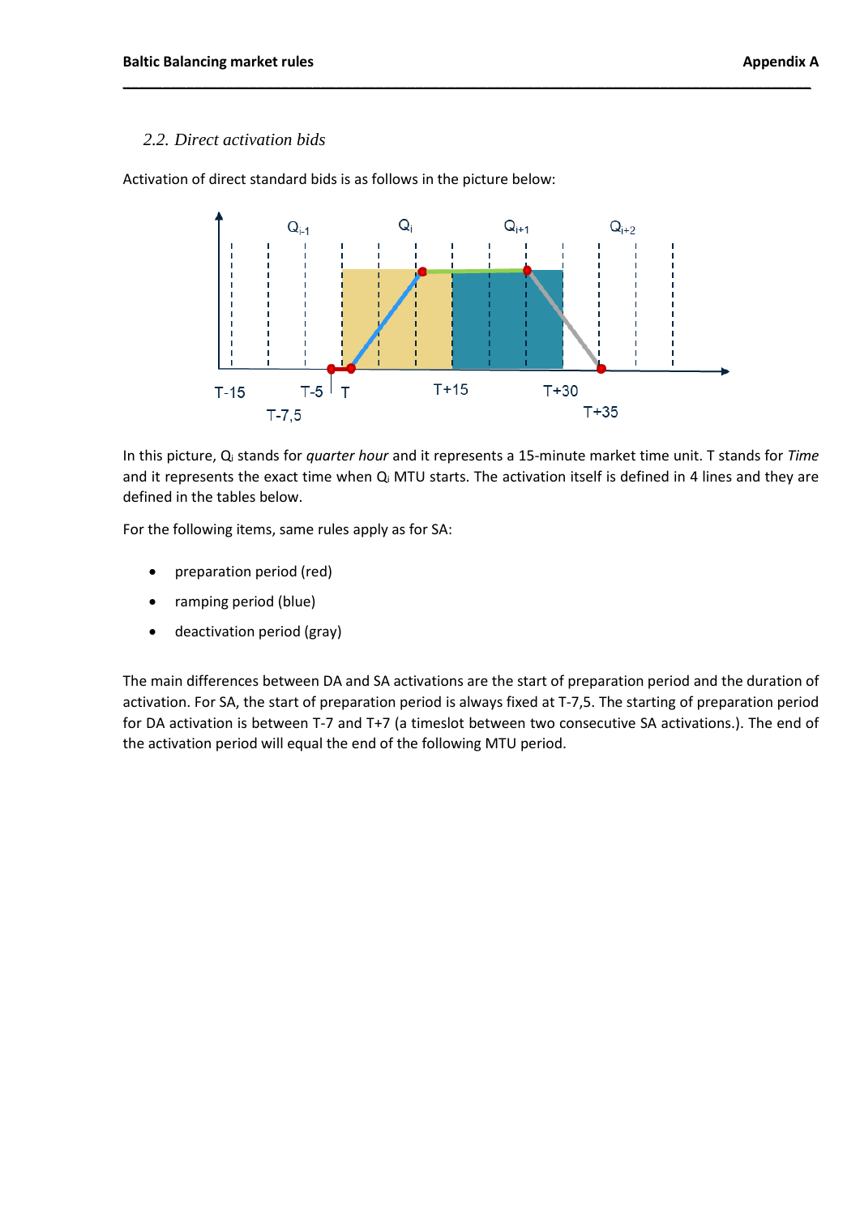### 2.2. Direct activation bids

Activation of direct standard bids is as follows in the picture below:

In this picture, $Q_i$ stands for *quarter hour* and it represents a 15-minute market time unit. T stands for *Time* and it represents the exact time when $Q_i$ MTU starts. The activation itself is defined in 4 lines and they are defined in the tables below.

For the following items, same rules apply as for SA:

- preparation period (red)
- ramping period (blue)
- deactivation period (gray)

The main differences between DA and SA activations are the start of preparation period and the duration of activation. For SA, the start of preparation period is always fixed at T-7,5. The starting of preparation period for DA activation is between T-7 and T+7 (a timeslot between two consecutive SA activations.). The end of the activation period will equal the end of the following MTU period.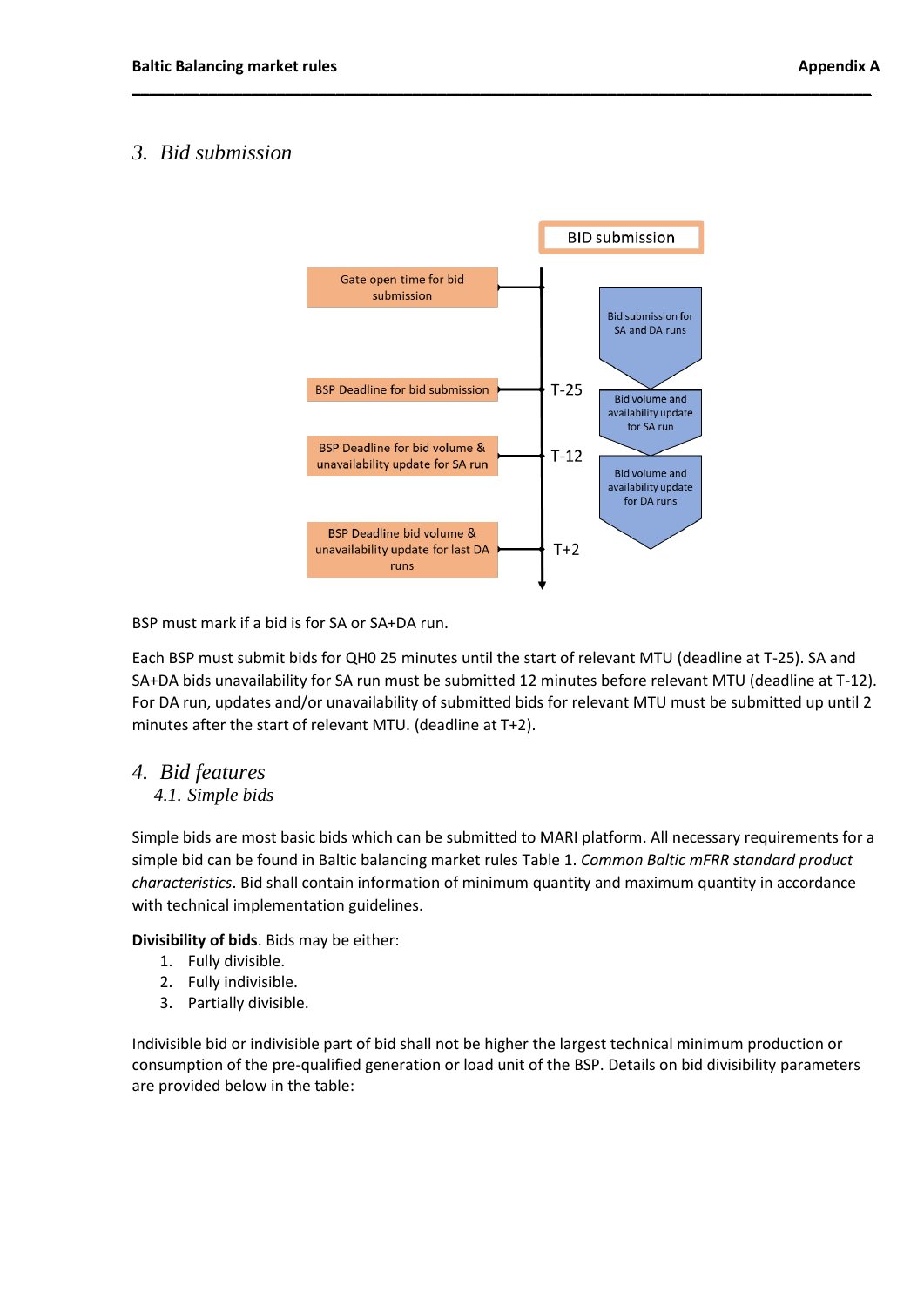## 3. Bid submission

BID submission

Gate open time for bid submission

BSP Deadline for bid submission — T-25

BSP Deadline for bid volume & unavailability update for SA run — T-12

BSP Deadline bid volume & unavailability update for last DA runs — T+2

Bid submission for SA and DA runs

Bid volume and availability update for SA run

Bid volume and availability update for DA runs

BSP must mark if a bid is for SA or SA+DA run.

Each BSP must submit bids for QH0 25 minutes until the start of relevant MTU (deadline at T-25). SA and SA+DA bids unavailability for SA run must be submitted 12 minutes before relevant MTU (deadline at T-12). For DA run, updates and/or unavailability of submitted bids for relevant MTU must be submitted up until 2 minutes after the start of relevant MTU. (deadline at T+2).

## 4. Bid features

### 4.1. Simple bids

Simple bids are most basic bids which can be submitted to MARI platform. All necessary requirements for a simple bid can be found in Baltic balancing market rules Table 1. *Common Baltic mFRR standard product characteristics*. Bid shall contain information of minimum quantity and maximum quantity in accordance with technical implementation guidelines.

**Divisibility of bids**. Bids may be either:

1. Fully divisible.
2. Fully indivisible.
3. Partially divisible.

Indivisible bid or indivisible part of bid shall not be higher the largest technical minimum production or consumption of the pre-qualified generation or load unit of the BSP. Details on bid divisibility parameters are provided below in the table: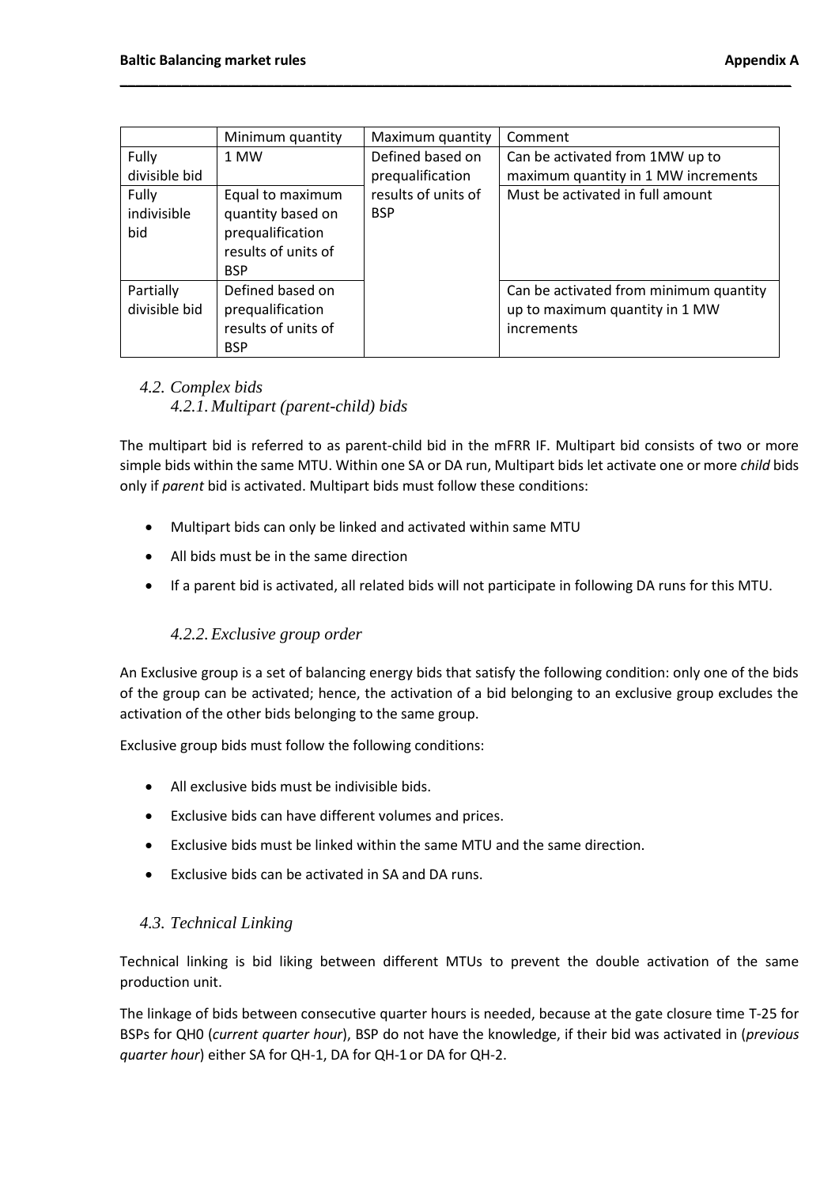|  | Minimum quantity | Maximum quantity | Comment |
|---|---|---|---|
| Fully divisible bid | 1 MW | Defined based on prequalification results of units of BSP | Can be activated from 1MW up to maximum quantity in 1 MW increments |
| Fully indivisible bid | Equal to maximum quantity based on prequalification results of units of BSP | | Must be activated in full amount |
| Partially divisible bid | Defined based on prequalification results of units of BSP | | Can be activated from minimum quantity up to maximum quantity in 1 MW increments |

## *4.2. Complex bids*

### *4.2.1. Multipart (parent-child) bids*

The multipart bid is referred to as parent-child bid in the mFRR IF. Multipart bid consists of two or more simple bids within the same MTU. Within one SA or DA run, Multipart bids let activate one or more *child* bids only if *parent* bid is activated. Multipart bids must follow these conditions:

- Multipart bids can only be linked and activated within same MTU
- All bids must be in the same direction
- If a parent bid is activated, all related bids will not participate in following DA runs for this MTU.

### *4.2.2. Exclusive group order*

An Exclusive group is a set of balancing energy bids that satisfy the following condition: only one of the bids of the group can be activated; hence, the activation of a bid belonging to an exclusive group excludes the activation of the other bids belonging to the same group.

Exclusive group bids must follow the following conditions:

- All exclusive bids must be indivisible bids.
- Exclusive bids can have different volumes and prices.
- Exclusive bids must be linked within the same MTU and the same direction.
- Exclusive bids can be activated in SA and DA runs.

## *4.3. Technical Linking*

Technical linking is bid liking between different MTUs to prevent the double activation of the same production unit.

The linkage of bids between consecutive quarter hours is needed, because at the gate closure time T-25 for BSPs for QH0 (*current quarter hour*), BSP do not have the knowledge, if their bid was activated in (*previous quarter hour*) either SA for QH-1, DA for QH-1 or DA for QH-2.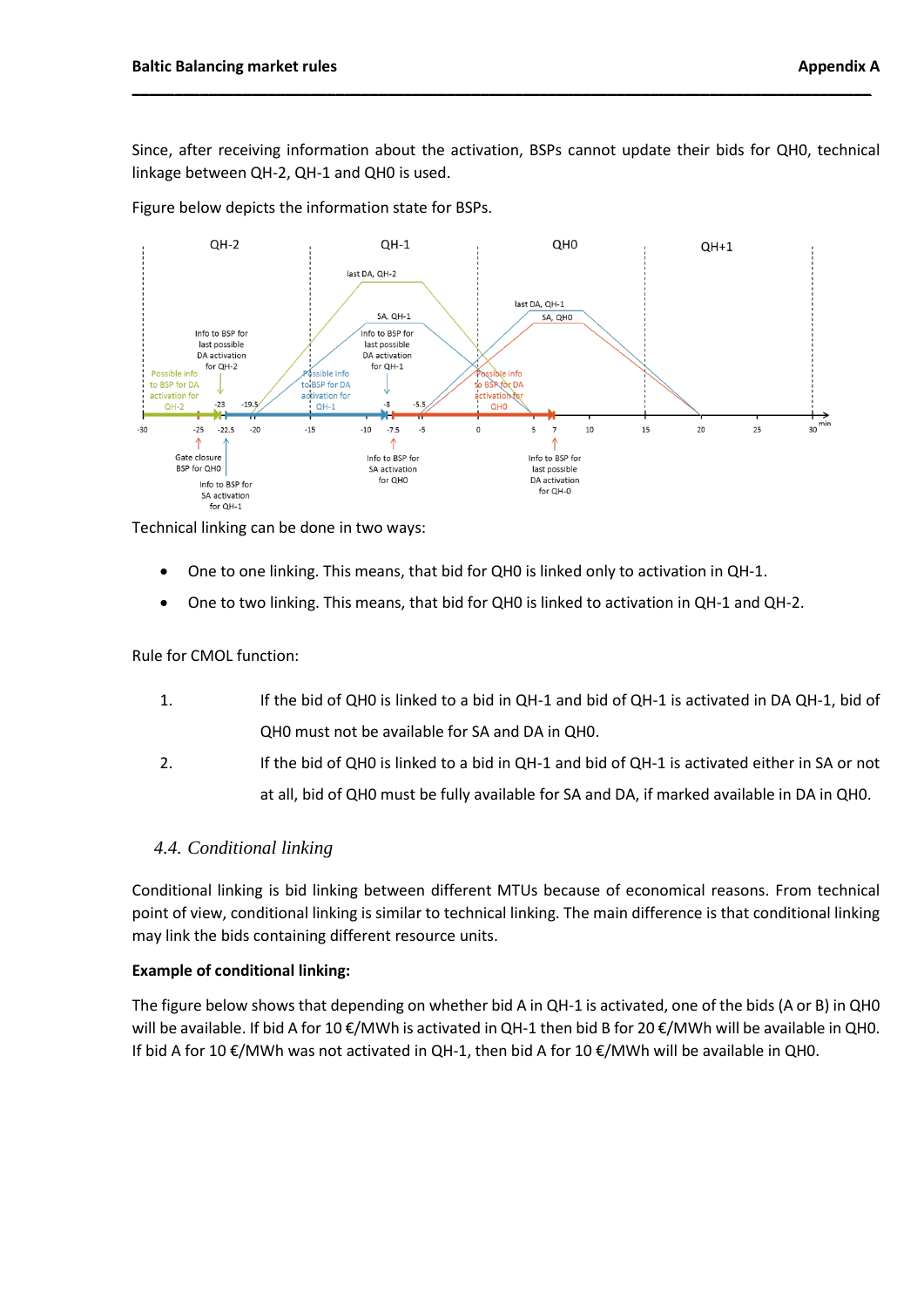Since, after receiving information about the activation, BSPs cannot update their bids for QH0, technical linkage between QH-2, QH-1 and QH0 is used.

Figure below depicts the information state for BSPs.

Technical linking can be done in two ways:

- One to one linking. This means, that bid for QH0 is linked only to activation in QH-1.
- One to two linking. This means, that bid for QH0 is linked to activation in QH-1 and QH-2.

Rule for CMOL function:

1. If the bid of QH0 is linked to a bid in QH-1 and bid of QH-1 is activated in DA QH-1, bid of QH0 must not be available for SA and DA in QH0.
2. If the bid of QH0 is linked to a bid in QH-1 and bid of QH-1 is activated either in SA or not at all, bid of QH0 must be fully available for SA and DA, if marked available in DA in QH0.

### *4.4. Conditional linking*

Conditional linking is bid linking between different MTUs because of economical reasons. From technical point of view, conditional linking is similar to technical linking. The main difference is that conditional linking may link the bids containing different resource units.

**Example of conditional linking:**

The figure below shows that depending on whether bid A in QH-1 is activated, one of the bids (A or B) in QH0 will be available. If bid A for 10 €/MWh is activated in QH-1 then bid B for 20 €/MWh will be available in QH0. If bid A for 10 €/MWh was not activated in QH-1, then bid A for 10 €/MWh will be available in QH0.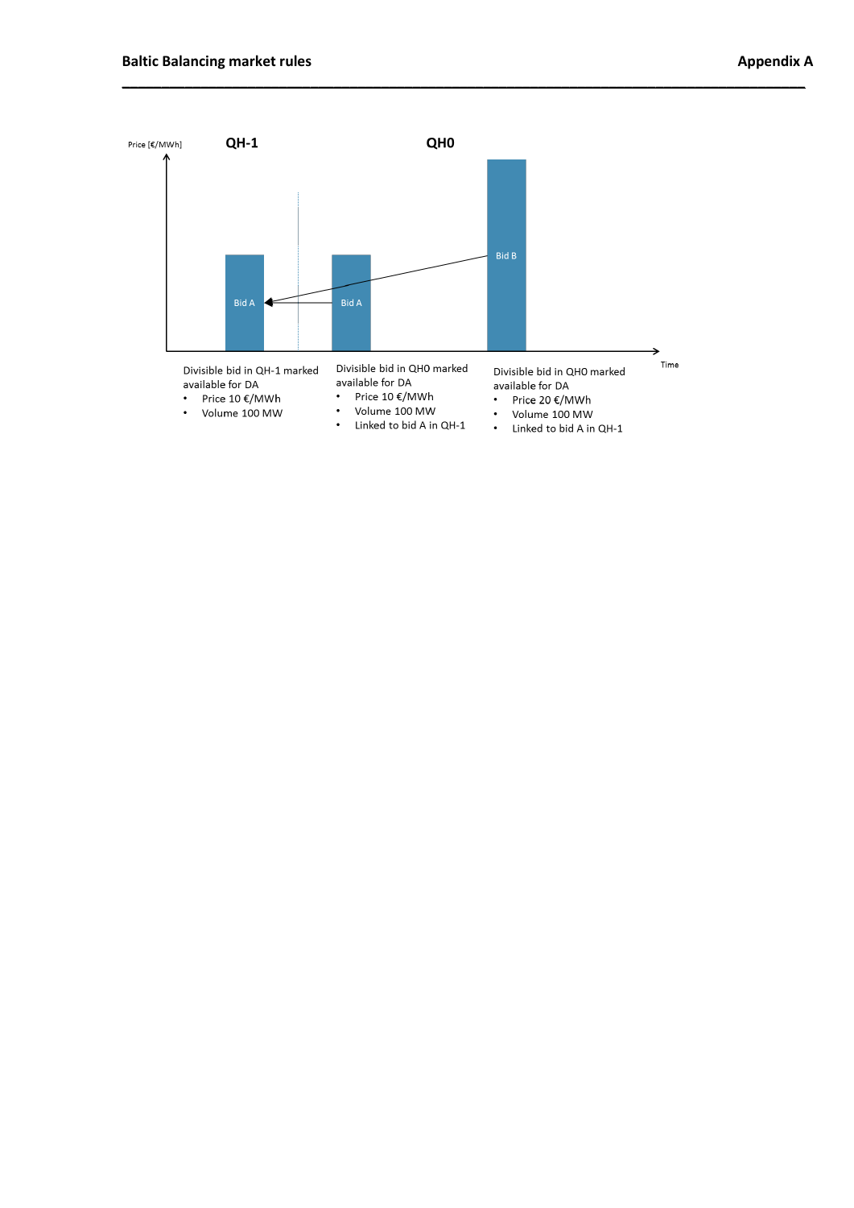Price [€/MWh]

QH-1

QH0

Bid A

Bid A

Bid B

Time

Divisible bid in QH-1 marked available for DA

- Price 10 €/MWh
- Volume 100 MW

Divisible bid in QH0 marked available for DA

- Price 10 €/MWh
- Volume 100 MW
- Linked to bid A in QH-1

Divisible bid in QH0 marked available for DA

- Price 20 €/MWh
- Volume 100 MW
- Linked to bid A in QH-1